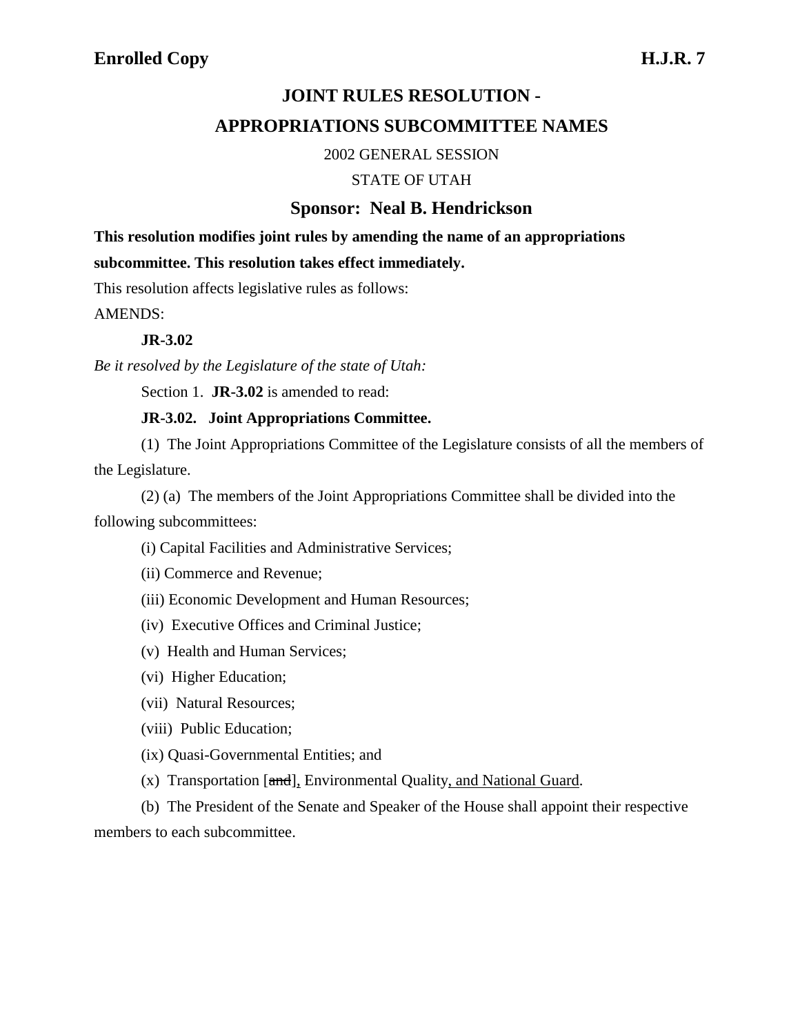**Enrolled Copy** **H.J.R. 7**

# JOINT RULES RESOLUTION -
# APPROPRIATIONS SUBCOMMITTEE NAMES

2002 GENERAL SESSION

STATE OF UTAH

## Sponsor: Neal B. Hendrickson

**This resolution modifies joint rules by amending the name of an appropriations subcommittee. This resolution takes effect immediately.**

This resolution affects legislative rules as follows:

AMENDS:

**JR-3.02**

*Be it resolved by the Legislature of the state of Utah:*

Section 1. **JR-3.02** is amended to read:

**JR-3.02. Joint Appropriations Committee.**

(1) The Joint Appropriations Committee of the Legislature consists of all the members of the Legislature.

(2) (a) The members of the Joint Appropriations Committee shall be divided into the following subcommittees:

(i) Capital Facilities and Administrative Services;

(ii) Commerce and Revenue;

(iii) Economic Development and Human Resources;

(iv) Executive Offices and Criminal Justice;

(v) Health and Human Services;

(vi) Higher Education;

(vii) Natural Resources;

(viii) Public Education;

(ix) Quasi-Governmental Entities; and

(x) Transportation [~~and~~]<u>,</u> Environmental Quality<u>, and National Guard</u>.

(b) The President of the Senate and Speaker of the House shall appoint their respective members to each subcommittee.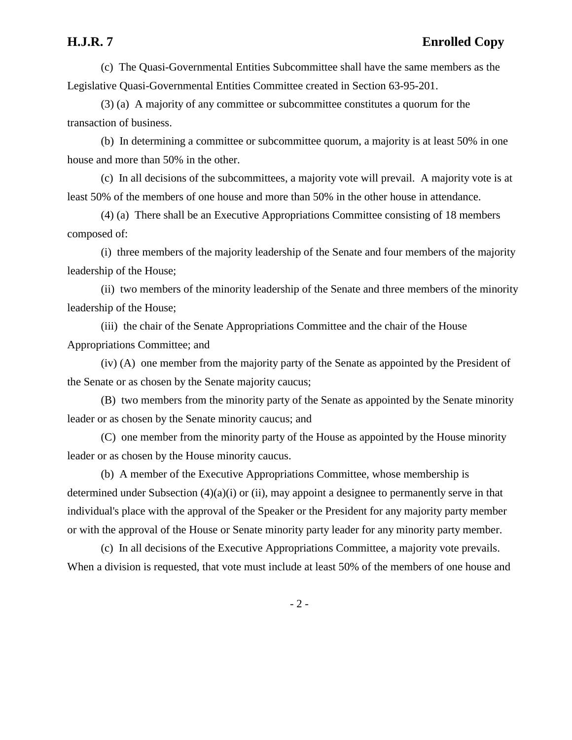(c) The Quasi-Governmental Entities Subcommittee shall have the same members as the Legislative Quasi-Governmental Entities Committee created in Section 63-95-201.

(3) (a) A majority of any committee or subcommittee constitutes a quorum for the transaction of business.

(b) In determining a committee or subcommittee quorum, a majority is at least 50% in one house and more than 50% in the other.

(c) In all decisions of the subcommittees, a majority vote will prevail. A majority vote is at least 50% of the members of one house and more than 50% in the other house in attendance.

(4) (a) There shall be an Executive Appropriations Committee consisting of 18 members composed of:

(i) three members of the majority leadership of the Senate and four members of the majority leadership of the House;

(ii) two members of the minority leadership of the Senate and three members of the minority leadership of the House;

(iii) the chair of the Senate Appropriations Committee and the chair of the House Appropriations Committee; and

(iv) (A) one member from the majority party of the Senate as appointed by the President of the Senate or as chosen by the Senate majority caucus;

(B) two members from the minority party of the Senate as appointed by the Senate minority leader or as chosen by the Senate minority caucus; and

(C) one member from the minority party of the House as appointed by the House minority leader or as chosen by the House minority caucus.

(b) A member of the Executive Appropriations Committee, whose membership is determined under Subsection (4)(a)(i) or (ii), may appoint a designee to permanently serve in that individual's place with the approval of the Speaker or the President for any majority party member or with the approval of the House or Senate minority party leader for any minority party member.

(c) In all decisions of the Executive Appropriations Committee, a majority vote prevails. When a division is requested, that vote must include at least 50% of the members of one house and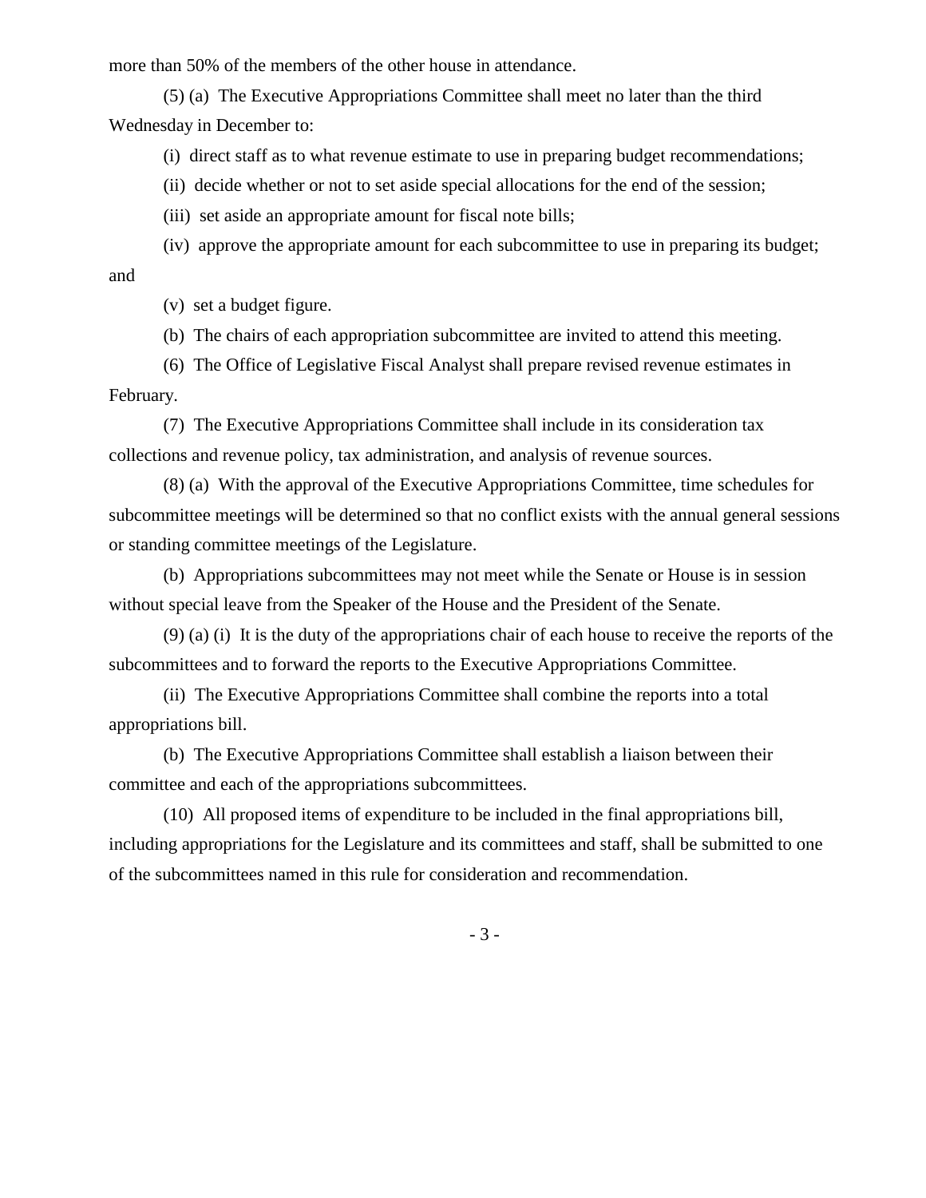more than 50% of the members of the other house in attendance.

(5) (a) The Executive Appropriations Committee shall meet no later than the third Wednesday in December to:

(i) direct staff as to what revenue estimate to use in preparing budget recommendations;

(ii) decide whether or not to set aside special allocations for the end of the session;

(iii) set aside an appropriate amount for fiscal note bills;

(iv) approve the appropriate amount for each subcommittee to use in preparing its budget; and

(v) set a budget figure.

(b) The chairs of each appropriation subcommittee are invited to attend this meeting.

(6) The Office of Legislative Fiscal Analyst shall prepare revised revenue estimates in February.

(7) The Executive Appropriations Committee shall include in its consideration tax collections and revenue policy, tax administration, and analysis of revenue sources.

(8) (a) With the approval of the Executive Appropriations Committee, time schedules for subcommittee meetings will be determined so that no conflict exists with the annual general sessions or standing committee meetings of the Legislature.

(b) Appropriations subcommittees may not meet while the Senate or House is in session without special leave from the Speaker of the House and the President of the Senate.

(9) (a) (i) It is the duty of the appropriations chair of each house to receive the reports of the subcommittees and to forward the reports to the Executive Appropriations Committee.

(ii) The Executive Appropriations Committee shall combine the reports into a total appropriations bill.

(b) The Executive Appropriations Committee shall establish a liaison between their committee and each of the appropriations subcommittees.

(10) All proposed items of expenditure to be included in the final appropriations bill, including appropriations for the Legislature and its committees and staff, shall be submitted to one of the subcommittees named in this rule for consideration and recommendation.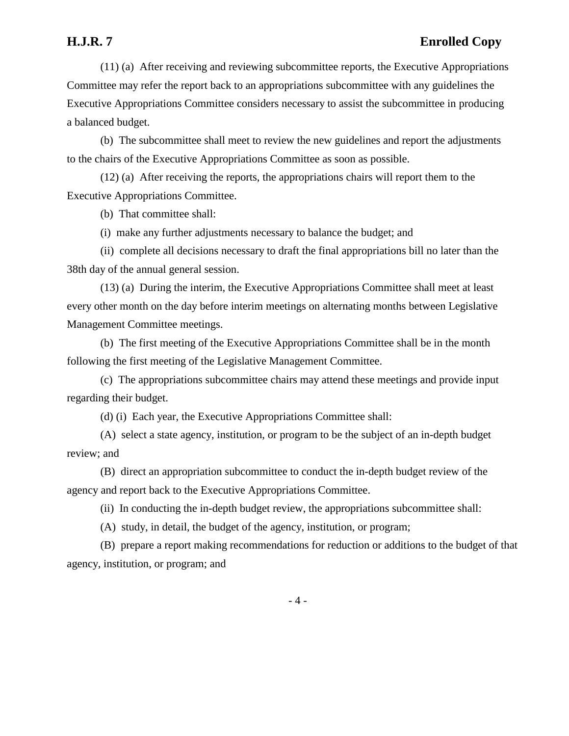(11) (a) After receiving and reviewing subcommittee reports, the Executive Appropriations Committee may refer the report back to an appropriations subcommittee with any guidelines the Executive Appropriations Committee considers necessary to assist the subcommittee in producing a balanced budget.

(b) The subcommittee shall meet to review the new guidelines and report the adjustments to the chairs of the Executive Appropriations Committee as soon as possible.

(12) (a) After receiving the reports, the appropriations chairs will report them to the Executive Appropriations Committee.

(b) That committee shall:

(i) make any further adjustments necessary to balance the budget; and

(ii) complete all decisions necessary to draft the final appropriations bill no later than the 38th day of the annual general session.

(13) (a) During the interim, the Executive Appropriations Committee shall meet at least every other month on the day before interim meetings on alternating months between Legislative Management Committee meetings.

(b) The first meeting of the Executive Appropriations Committee shall be in the month following the first meeting of the Legislative Management Committee.

(c) The appropriations subcommittee chairs may attend these meetings and provide input regarding their budget.

(d) (i) Each year, the Executive Appropriations Committee shall:

(A) select a state agency, institution, or program to be the subject of an in-depth budget review; and

(B) direct an appropriation subcommittee to conduct the in-depth budget review of the agency and report back to the Executive Appropriations Committee.

(ii) In conducting the in-depth budget review, the appropriations subcommittee shall:

(A) study, in detail, the budget of the agency, institution, or program;

(B) prepare a report making recommendations for reduction or additions to the budget of that agency, institution, or program; and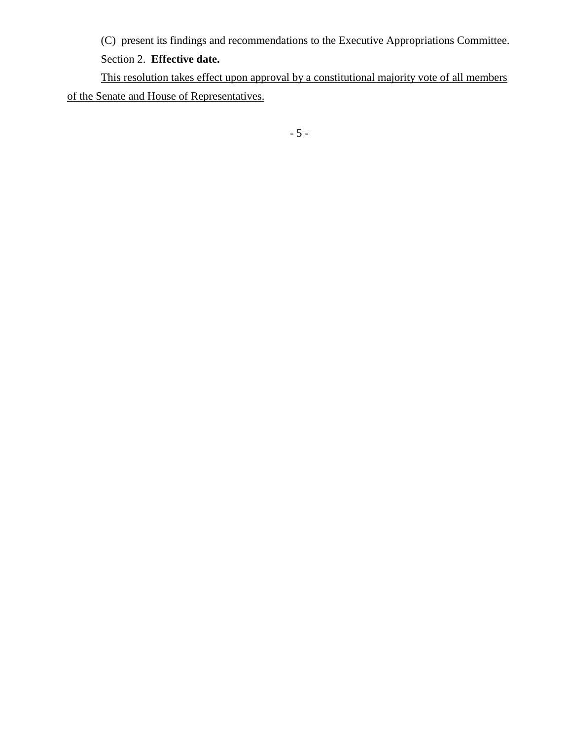(C) present its findings and recommendations to the Executive Appropriations Committee.

Section 2. **Effective date.**

<u>This resolution takes effect upon approval by a constitutional majority vote of all members of the Senate and House of Representatives.</u>